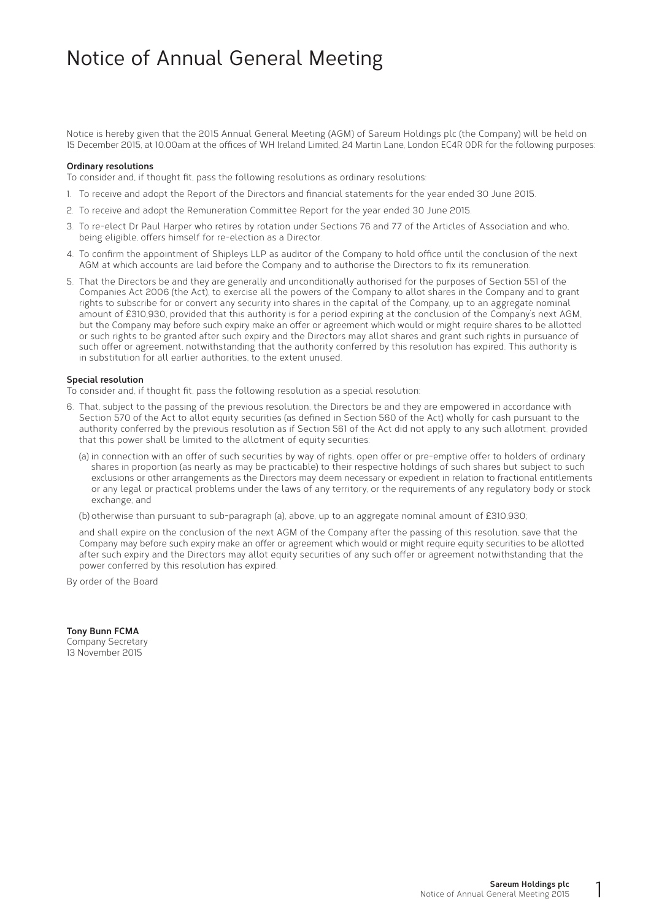# Notice of Annual General Meeting

Notice is hereby given that the 2015 Annual General Meeting (AGM) of Sareum Holdings plc (the Company) will be held on 15 December 2015, at 10:00am at the offices of WH Ireland Limited, 24 Martin Lane, London EC4R 0DR for the following purposes:

**Ordinary resolutions**

To consider and, if thought fit, pass the following resolutions as ordinary resolutions:

1. To receive and adopt the Report of the Directors and financial statements for the year ended 30 June 2015.
2. To receive and adopt the Remuneration Committee Report for the year ended 30 June 2015.
3. To re-elect Dr Paul Harper who retires by rotation under Sections 76 and 77 of the Articles of Association and who, being eligible, offers himself for re-election as a Director.
4. To confirm the appointment of Shipleys LLP as auditor of the Company to hold office until the conclusion of the next AGM at which accounts are laid before the Company and to authorise the Directors to fix its remuneration.
5. That the Directors be and they are generally and unconditionally authorised for the purposes of Section 551 of the Companies Act 2006 (the Act), to exercise all the powers of the Company to allot shares in the Company and to grant rights to subscribe for or convert any security into shares in the capital of the Company, up to an aggregate nominal amount of £310,930, provided that this authority is for a period expiring at the conclusion of the Company's next AGM, but the Company may before such expiry make an offer or agreement which would or might require shares to be allotted or such rights to be granted after such expiry and the Directors may allot shares and grant such rights in pursuance of such offer or agreement, notwithstanding that the authority conferred by this resolution has expired. This authority is in substitution for all earlier authorities, to the extent unused.

**Special resolution**

To consider and, if thought fit, pass the following resolution as a special resolution:

6. That, subject to the passing of the previous resolution, the Directors be and they are empowered in accordance with Section 570 of the Act to allot equity securities (as defined in Section 560 of the Act) wholly for cash pursuant to the authority conferred by the previous resolution as if Section 561 of the Act did not apply to any such allotment, provided that this power shall be limited to the allotment of equity securities:

   (a) in connection with an offer of such securities by way of rights, open offer or pre-emptive offer to holders of ordinary shares in proportion (as nearly as may be practicable) to their respective holdings of such shares but subject to such exclusions or other arrangements as the Directors may deem necessary or expedient in relation to fractional entitlements or any legal or practical problems under the laws of any territory, or the requirements of any regulatory body or stock exchange; and

   (b) otherwise than pursuant to sub-paragraph (a), above, up to an aggregate nominal amount of £310,930;

   and shall expire on the conclusion of the next AGM of the Company after the passing of this resolution, save that the Company may before such expiry make an offer or agreement which would or might require equity securities to be allotted after such expiry and the Directors may allot equity securities of any such offer or agreement notwithstanding that the power conferred by this resolution has expired.

By order of the Board

**Tony Bunn FCMA**
Company Secretary
13 November 2015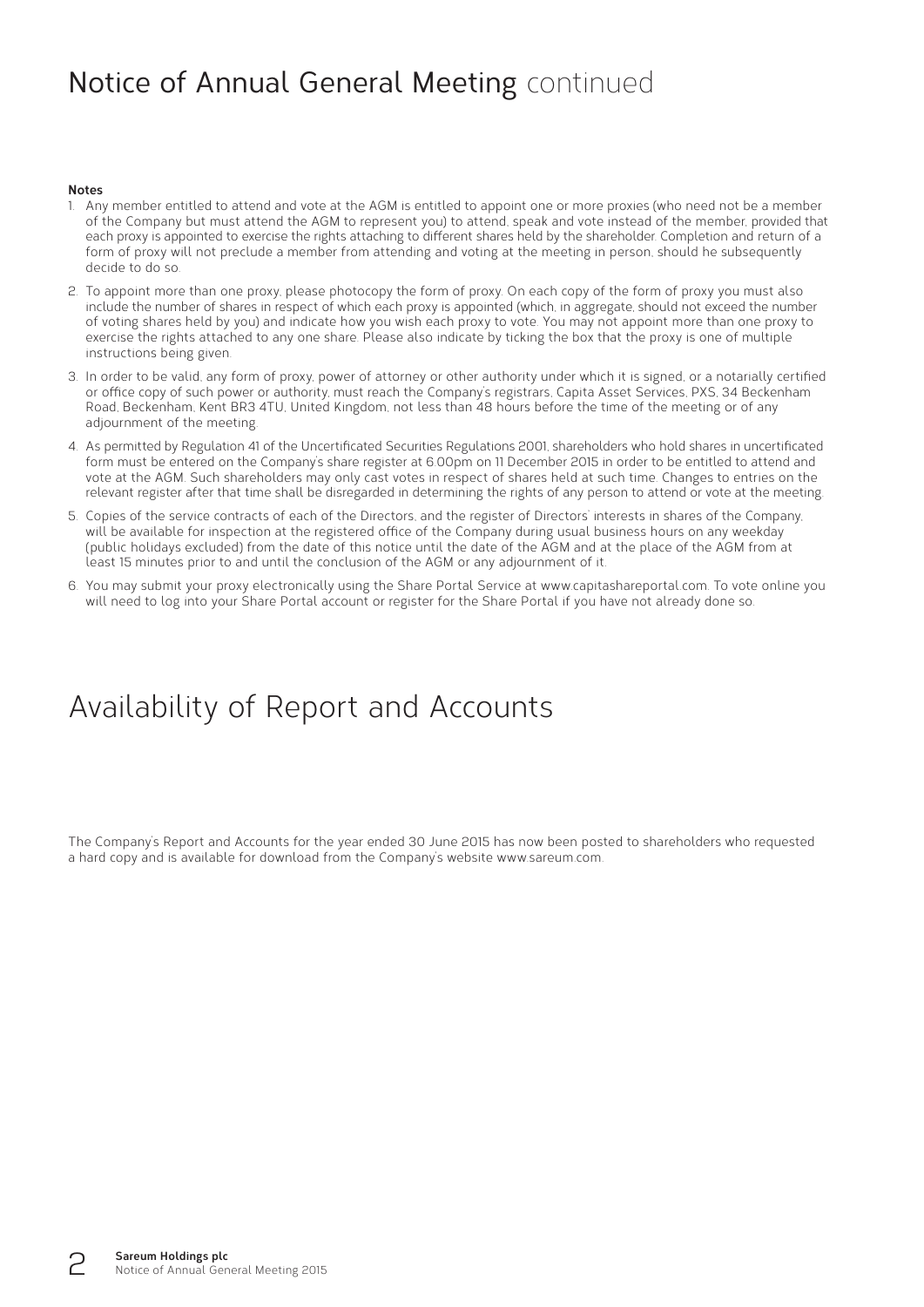# Notice of Annual General Meeting continued

**Notes**

1. Any member entitled to attend and vote at the AGM is entitled to appoint one or more proxies (who need not be a member of the Company but must attend the AGM to represent you) to attend, speak and vote instead of the member, provided that each proxy is appointed to exercise the rights attaching to different shares held by the shareholder. Completion and return of a form of proxy will not preclude a member from attending and voting at the meeting in person, should he subsequently decide to do so.
2. To appoint more than one proxy, please photocopy the form of proxy. On each copy of the form of proxy you must also include the number of shares in respect of which each proxy is appointed (which, in aggregate, should not exceed the number of voting shares held by you) and indicate how you wish each proxy to vote. You may not appoint more than one proxy to exercise the rights attached to any one share. Please also indicate by ticking the box that the proxy is one of multiple instructions being given.
3. In order to be valid, any form of proxy, power of attorney or other authority under which it is signed, or a notarially certified or office copy of such power or authority, must reach the Company's registrars, Capita Asset Services, PXS, 34 Beckenham Road, Beckenham, Kent BR3 4TU, United Kingdom, not less than 48 hours before the time of the meeting or of any adjournment of the meeting.
4. As permitted by Regulation 41 of the Uncertificated Securities Regulations 2001, shareholders who hold shares in uncertificated form must be entered on the Company's share register at 6.00pm on 11 December 2015 in order to be entitled to attend and vote at the AGM. Such shareholders may only cast votes in respect of shares held at such time. Changes to entries on the relevant register after that time shall be disregarded in determining the rights of any person to attend or vote at the meeting.
5. Copies of the service contracts of each of the Directors, and the register of Directors' interests in shares of the Company, will be available for inspection at the registered office of the Company during usual business hours on any weekday (public holidays excluded) from the date of this notice until the date of the AGM and at the place of the AGM from at least 15 minutes prior to and until the conclusion of the AGM or any adjournment of it.
6. You may submit your proxy electronically using the Share Portal Service at www.capitashareportal.com. To vote online you will need to log into your Share Portal account or register for the Share Portal if you have not already done so.

# Availability of Report and Accounts

The Company's Report and Accounts for the year ended 30 June 2015 has now been posted to shareholders who requested a hard copy and is available for download from the Company's website www.sareum.com.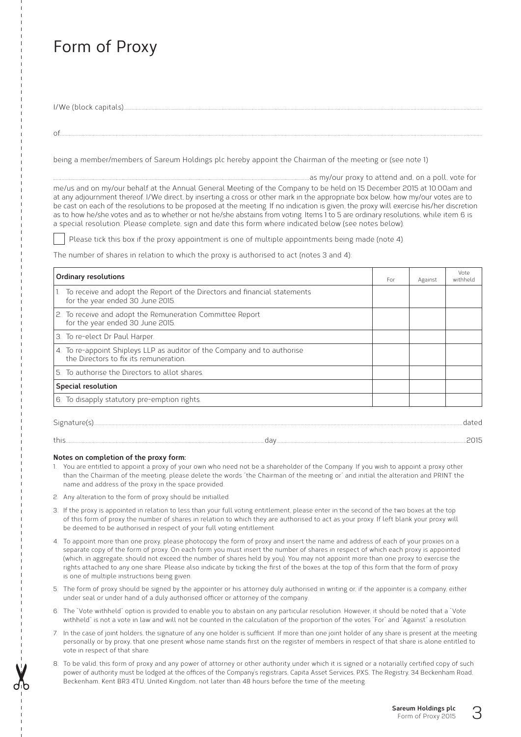# Form of Proxy

I/We (block capitals)..................................................................................................................................................................................................................................

of..................................................................................................................................................................................................................................................

being a member/members of Sareum Holdings plc hereby appoint the Chairman of the meeting or (see note 1)

..............................................................................................................................as my/our proxy to attend and, on a poll, vote for me/us and on my/our behalf at the Annual General Meeting of the Company to be held on 15 December 2015 at 10.00am and at any adjournment thereof. I/We direct, by inserting a cross or other mark in the appropriate box below, how my/our votes are to be cast on each of the resolutions to be proposed at the meeting. If no indication is given, the proxy will exercise his/her discretion as to how he/she votes and as to whether or not he/she abstains from voting. Items 1 to 5 are ordinary resolutions, while item 6 is a special resolution. Please complete, sign and date this form where indicated below (see notes below).

☐ Please tick this box if the proxy appointment is one of multiple appointments being made (note 4)

The number of shares in relation to which the proxy is authorised to act (notes 3 and 4):

| **Ordinary resolutions** | For | Against | Vote withheld |
|---|---|---|---|
| 1. To receive and adopt the Report of the Directors and financial statements for the year ended 30 June 2015. | | | |
| 2. To receive and adopt the Remuneration Committee Report for the year ended 30 June 2015. | | | |
| 3. To re-elect Dr Paul Harper. | | | |
| 4. To re-appoint Shipleys LLP as auditor of the Company and to authorise the Directors to fix its remuneration. | | | |
| 5. To authorise the Directors to allot shares. | | | |
| **Special resolution** | | | |
| 6. To disapply statutory pre-emption rights. | | | |

Signature(s)..........................................................................................................................................................................................................dated

this........................................................................................................day..........................................................................................................2015

**Notes on completion of the proxy form:**

1. You are entitled to appoint a proxy of your own who need not be a shareholder of the Company. If you wish to appoint a proxy other than the Chairman of the meeting, please delete the words "the Chairman of the meeting or" and initial the alteration and PRINT the name and address of the proxy in the space provided.
2. Any alteration to the form of proxy should be initialled.
3. If the proxy is appointed in relation to less than your full voting entitlement, please enter in the second of the two boxes at the top of this form of proxy the number of shares in relation to which they are authorised to act as your proxy. If left blank your proxy will be deemed to be authorised in respect of your full voting entitlement.
4. To appoint more than one proxy, please photocopy the form of proxy and insert the name and address of each of your proxies on a separate copy of the form of proxy. On each form you must insert the number of shares in respect of which each proxy is appointed (which, in aggregate, should not exceed the number of shares held by you). You may not appoint more than one proxy to exercise the rights attached to any one share. Please also indicate by ticking the first of the boxes at the top of this form that the form of proxy is one of multiple instructions being given.
5. The form of proxy should be signed by the appointer or his attorney duly authorised in writing or, if the appointer is a company, either under seal or under hand of a duly authorised officer or attorney of the company.
6. The "Vote withheld" option is provided to enable you to abstain on any particular resolution. However, it should be noted that a "Vote withheld" is not a vote in law and will not be counted in the calculation of the proportion of the votes "For" and "Against" a resolution.
7. In the case of joint holders, the signature of any one holder is sufficient. If more than one joint holder of any share is present at the meeting personally or by proxy, that one present whose name stands first on the register of members in respect of that share is alone entitled to vote in respect of that share.
8. To be valid, this form of proxy and any power of attorney or other authority under which it is signed or a notarially certified copy of such power of authority must be lodged at the offices of the Company's registrars, Capita Asset Services, PXS, The Registry, 34 Beckenham Road, Beckenham, Kent BR3 4TU, United Kingdom, not later than 48 hours before the time of the meeting.